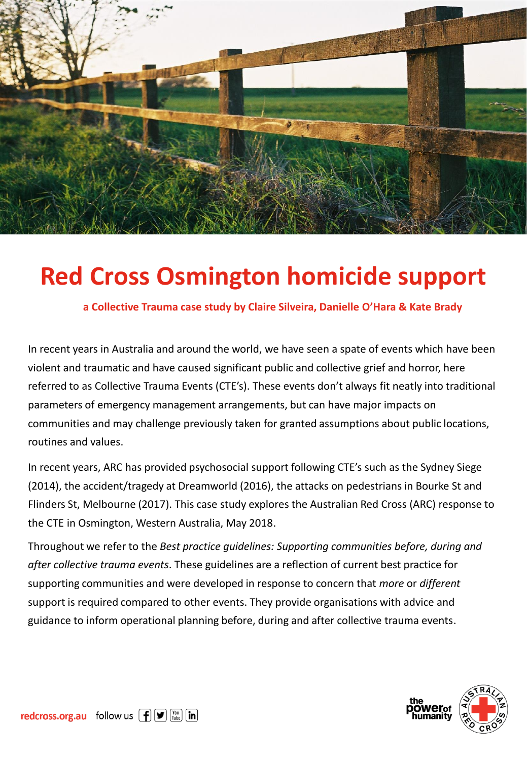# Red Cross Osmington homicide support

**a Collective Trauma case study by Claire Silveira, Danielle O'Hara & Kate Brady**

In recent years in Australia and around the world, we have seen a spate of events which have been violent and traumatic and have caused significant public and collective grief and horror, here referred to as Collective Trauma Events (CTE's). These events don't always fit neatly into traditional parameters of emergency management arrangements, but can have major impacts on communities and may challenge previously taken for granted assumptions about public locations, routines and values.

In recent years, ARC has provided psychosocial support following CTE's such as the Sydney Siege (2014), the accident/tragedy at Dreamworld (2016), the attacks on pedestrians in Bourke St and Flinders St, Melbourne (2017). This case study explores the Australian Red Cross (ARC) response to the CTE in Osmington, Western Australia, May 2018.

Throughout we refer to the *Best practice guidelines: Supporting communities before, during and after collective trauma events*. These guidelines are a reflection of current best practice for supporting communities and were developed in response to concern that *more* or *different* support is required compared to other events. They provide organisations with advice and guidance to inform operational planning before, during and after collective trauma events.

redcross.org.au follow us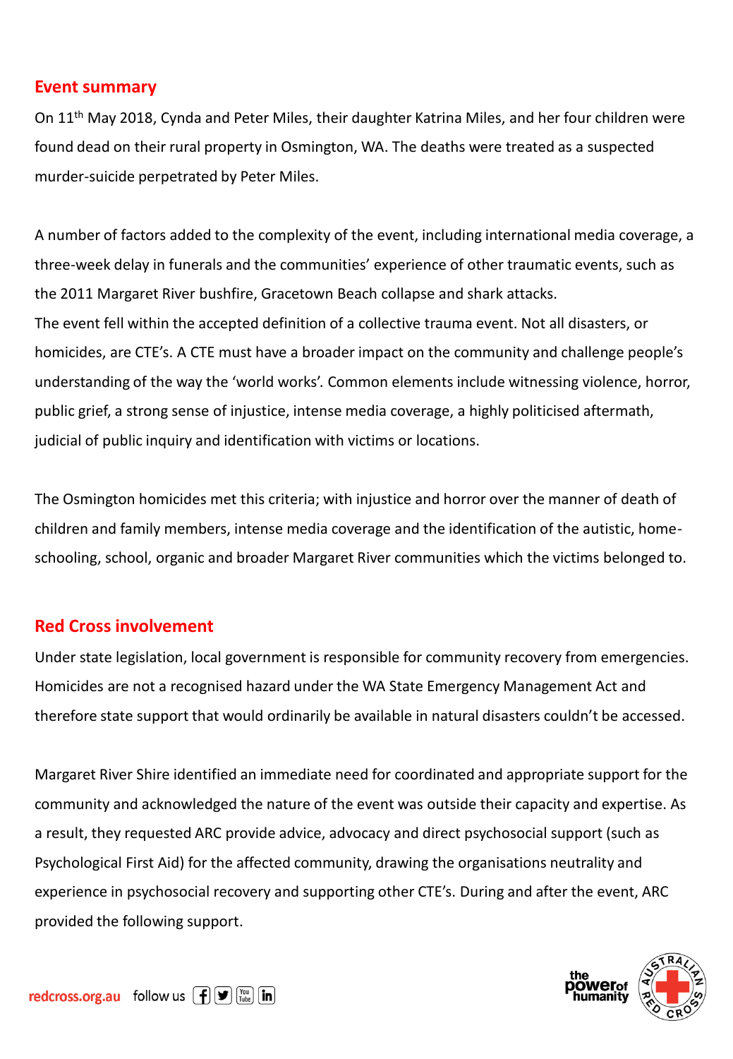## Event summary

On 11th May 2018, Cynda and Peter Miles, their daughter Katrina Miles, and her four children were found dead on their rural property in Osmington, WA. The deaths were treated as a suspected murder-suicide perpetrated by Peter Miles.

A number of factors added to the complexity of the event, including international media coverage, a three-week delay in funerals and the communities' experience of other traumatic events, such as the 2011 Margaret River bushfire, Gracetown Beach collapse and shark attacks.
The event fell within the accepted definition of a collective trauma event. Not all disasters, or homicides, are CTE's. A CTE must have a broader impact on the community and challenge people's understanding of the way the 'world works'. Common elements include witnessing violence, horror, public grief, a strong sense of injustice, intense media coverage, a highly politicised aftermath, judicial of public inquiry and identification with victims or locations.

The Osmington homicides met this criteria; with injustice and horror over the manner of death of children and family members, intense media coverage and the identification of the autistic, home-schooling, school, organic and broader Margaret River communities which the victims belonged to.

## Red Cross involvement

Under state legislation, local government is responsible for community recovery from emergencies. Homicides are not a recognised hazard under the WA State Emergency Management Act and therefore state support that would ordinarily be available in natural disasters couldn't be accessed.

Margaret River Shire identified an immediate need for coordinated and appropriate support for the community and acknowledged the nature of the event was outside their capacity and expertise. As a result, they requested ARC provide advice, advocacy and direct psychosocial support (such as Psychological First Aid) for the affected community, drawing the organisations neutrality and experience in psychosocial recovery and supporting other CTE's. During and after the event, ARC provided the following support.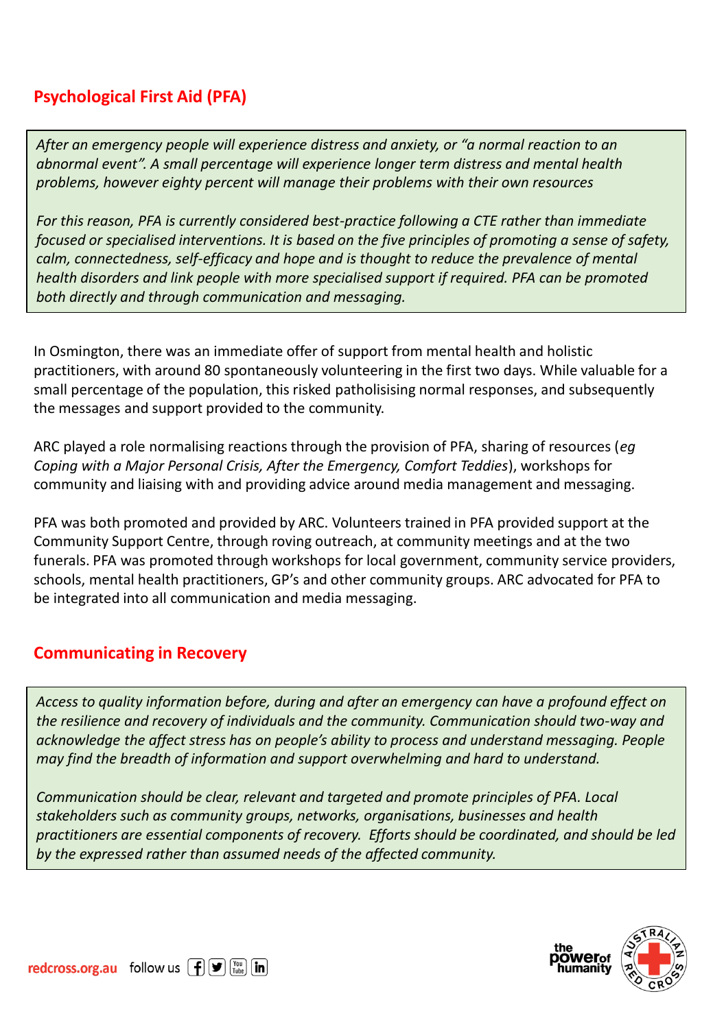## Psychological First Aid (PFA)

> *After an emergency people will experience distress and anxiety, or "a normal reaction to an abnormal event". A small percentage will experience longer term distress and mental health problems, however eighty percent will manage their problems with their own resources*
>
> *For this reason, PFA is currently considered best-practice following a CTE rather than immediate focused or specialised interventions. It is based on the five principles of promoting a sense of safety, calm, connectedness, self-efficacy and hope and is thought to reduce the prevalence of mental health disorders and link people with more specialised support if required. PFA can be promoted both directly and through communication and messaging.*

In Osmington, there was an immediate offer of support from mental health and holistic practitioners, with around 80 spontaneously volunteering in the first two days. While valuable for a small percentage of the population, this risked patholisising normal responses, and subsequently the messages and support provided to the community.

ARC played a role normalising reactions through the provision of PFA, sharing of resources (*eg Coping with a Major Personal Crisis, After the Emergency, Comfort Teddies*), workshops for community and liaising with and providing advice around media management and messaging.

PFA was both promoted and provided by ARC. Volunteers trained in PFA provided support at the Community Support Centre, through roving outreach, at community meetings and at the two funerals. PFA was promoted through workshops for local government, community service providers, schools, mental health practitioners, GP's and other community groups. ARC advocated for PFA to be integrated into all communication and media messaging.

## Communicating in Recovery

> *Access to quality information before, during and after an emergency can have a profound effect on the resilience and recovery of individuals and the community. Communication should two-way and acknowledge the affect stress has on people's ability to process and understand messaging. People may find the breadth of information and support overwhelming and hard to understand.*
>
> *Communication should be clear, relevant and targeted and promote principles of PFA. Local stakeholders such as community groups, networks, organisations, businesses and health practitioners are essential components of recovery. Efforts should be coordinated, and should be led by the expressed rather than assumed needs of the affected community.*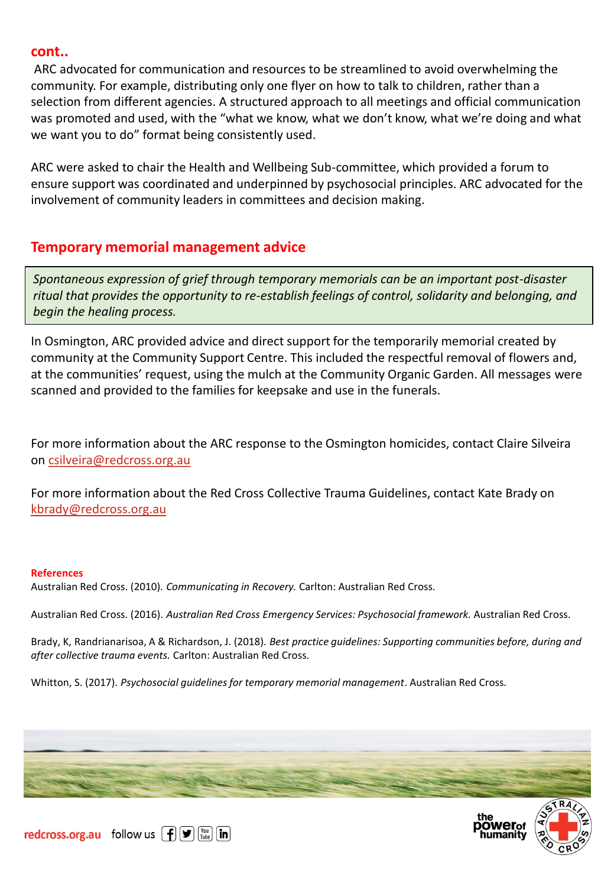**cont..**

ARC advocated for communication and resources to be streamlined to avoid overwhelming the community. For example, distributing only one flyer on how to talk to children, rather than a selection from different agencies. A structured approach to all meetings and official communication was promoted and used, with the "what we know, what we don't know, what we're doing and what we want you to do" format being consistently used.

ARC were asked to chair the Health and Wellbeing Sub-committee, which provided a forum to ensure support was coordinated and underpinned by psychosocial principles. ARC advocated for the involvement of community leaders in committees and decision making.

## Temporary memorial management advice

*Spontaneous expression of grief through temporary memorials can be an important post-disaster ritual that provides the opportunity to re-establish feelings of control, solidarity and belonging, and begin the healing process.*

In Osmington, ARC provided advice and direct support for the temporarily memorial created by community at the Community Support Centre. This included the respectful removal of flowers and, at the communities' request, using the mulch at the Community Organic Garden. All messages were scanned and provided to the families for keepsake and use in the funerals.

For more information about the ARC response to the Osmington homicides, contact Claire Silveira on csilveira@redcross.org.au

For more information about the Red Cross Collective Trauma Guidelines, contact Kate Brady on kbrady@redcross.org.au

**References**

Australian Red Cross. (2010). *Communicating in Recovery.* Carlton: Australian Red Cross.

Australian Red Cross. (2016). *Australian Red Cross Emergency Services: Psychosocial framework.* Australian Red Cross.

Brady, K, Randrianarisoa, A & Richardson, J. (2018). *Best practice guidelines: Supporting communities before, during and after collective trauma events.* Carlton: Australian Red Cross.

Whitton, S. (2017). *Psychosocial guidelines for temporary memorial management*. Australian Red Cross.

redcross.org.au follow us

the power of humanity